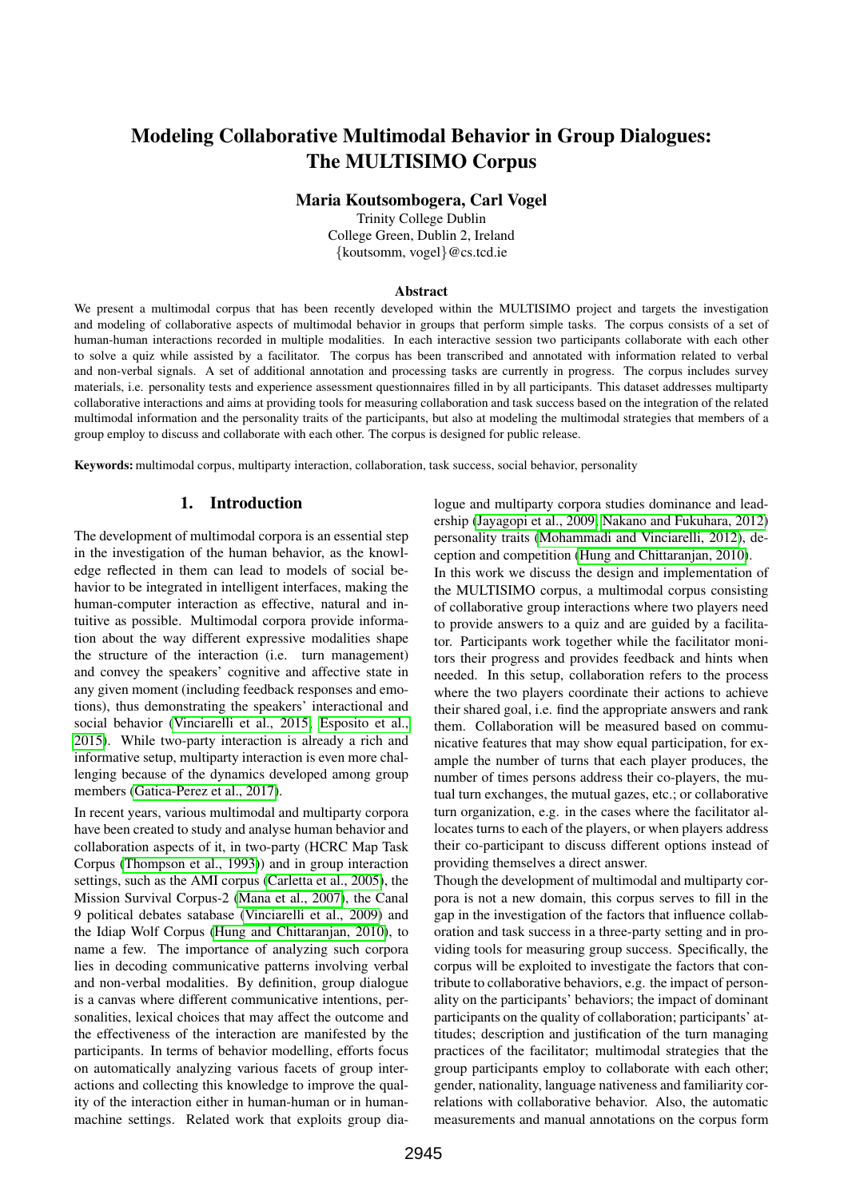# Modeling Collaborative Multimodal Behavior in Group Dialogues: The MULTISIMO Corpus

**Maria Koutsombogera, Carl Vogel**

Trinity College Dublin
College Green, Dublin 2, Ireland
{koutsomm, vogel}@cs.tcd.ie

### Abstract

We present a multimodal corpus that has been recently developed within the MULTISIMO project and targets the investigation and modeling of collaborative aspects of multimodal behavior in groups that perform simple tasks. The corpus consists of a set of human-human interactions recorded in multiple modalities. In each interactive session two participants collaborate with each other to solve a quiz while assisted by a facilitator. The corpus has been transcribed and annotated with information related to verbal and non-verbal signals. A set of additional annotation and processing tasks are currently in progress. The corpus includes survey materials, i.e. personality tests and experience assessment questionnaires filled in by all participants. This dataset addresses multiparty collaborative interactions and aims at providing tools for measuring collaboration and task success based on the integration of the related multimodal information and the personality traits of the participants, but also at modeling the multimodal strategies that members of a group employ to discuss and collaborate with each other. The corpus is designed for public release.

**Keywords:** multimodal corpus, multiparty interaction, collaboration, task success, social behavior, personality

## 1. Introduction

The development of multimodal corpora is an essential step in the investigation of the human behavior, as the knowledge reflected in them can lead to models of social behavior to be integrated in intelligent interfaces, making the human-computer interaction as effective, natural and intuitive as possible. Multimodal corpora provide information about the way different expressive modalities shape the structure of the interaction (i.e. turn management) and convey the speakers' cognitive and affective state in any given moment (including feedback responses and emotions), thus demonstrating the speakers' interactional and social behavior (Vinciarelli et al., 2015; Esposito et al., 2015). While two-party interaction is already a rich and informative setup, multiparty interaction is even more challenging because of the dynamics developed among group members (Gatica-Perez et al., 2017).

In recent years, various multimodal and multiparty corpora have been created to study and analyse human behavior and collaboration aspects of it, in two-party (HCRC Map Task Corpus (Thompson et al., 1993)) and in group interaction settings, such as the AMI corpus (Carletta et al., 2005), the Mission Survival Corpus-2 (Mana et al., 2007), the Canal 9 political debates satabase (Vinciarelli et al., 2009) and the Idiap Wolf Corpus (Hung and Chittaranjan, 2010), to name a few. The importance of analyzing such corpora lies in decoding communicative patterns involving verbal and non-verbal modalities. By definition, group dialogue is a canvas where different communicative intentions, personalities, lexical choices that may affect the outcome and the effectiveness of the interaction are manifested by the participants. In terms of behavior modelling, efforts focus on automatically analyzing various facets of group interactions and collecting this knowledge to improve the quality of the interaction either in human-human or in human-machine settings. Related work that exploits group dialogue and multiparty corpora studies dominance and leadership (Jayagopi et al., 2009; Nakano and Fukuhara, 2012) personality traits (Mohammadi and Vinciarelli, 2012), deception and competition (Hung and Chittaranjan, 2010).

In this work we discuss the design and implementation of the MULTISIMO corpus, a multimodal corpus consisting of collaborative group interactions where two players need to provide answers to a quiz and are guided by a facilitator. Participants work together while the facilitator monitors their progress and provides feedback and hints when needed. In this setup, collaboration refers to the process where the two players coordinate their actions to achieve their shared goal, i.e. find the appropriate answers and rank them. Collaboration will be measured based on communicative features that may show equal participation, for example the number of turns that each player produces, the number of times persons address their co-players, the mutual turn exchanges, the mutual gazes, etc.; or collaborative turn organization, e.g. in the cases where the facilitator allocates turns to each of the players, or when players address their co-participant to discuss different options instead of providing themselves a direct answer.

Though the development of multimodal and multiparty corpora is not a new domain, this corpus serves to fill in the gap in the investigation of the factors that influence collaboration and task success in a three-party setting and in providing tools for measuring group success. Specifically, the corpus will be exploited to investigate the factors that contribute to collaborative behaviors, e.g. the impact of personality on the participants' behaviors; the impact of dominant participants on the quality of collaboration; participants' attitudes; description and justification of the turn managing practices of the facilitator; multimodal strategies that the group participants employ to collaborate with each other; gender, nationality, language nativeness and familiarity correlations with collaborative behavior. Also, the automatic measurements and manual annotations on the corpus form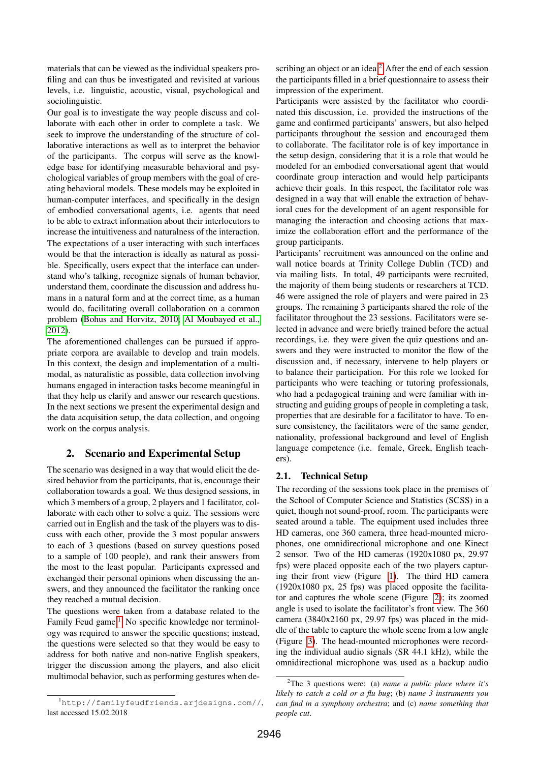materials that can be viewed as the individual speakers profiling and can thus be investigated and revisited at various levels, i.e. linguistic, acoustic, visual, psychological and sociolinguistic.

Our goal is to investigate the way people discuss and collaborate with each other in order to complete a task. We seek to improve the understanding of the structure of collaborative interactions as well as to interpret the behavior of the participants. The corpus will serve as the knowledge base for identifying measurable behavioral and psychological variables of group members with the goal of creating behavioral models. These models may be exploited in human-computer interfaces, and specifically in the design of embodied conversational agents, i.e. agents that need to be able to extract information about their interlocutors to increase the intuitiveness and naturalness of the interaction.

The expectations of a user interacting with such interfaces would be that the interaction is ideally as natural as possible. Specifically, users expect that the interface can understand who's talking, recognize signals of human behavior, understand them, coordinate the discussion and address humans in a natural form and at the correct time, as a human would do, facilitating overall collaboration on a common problem (Bohus and Horvitz, 2010; Al Moubayed et al., 2012).

The aforementioned challenges can be pursued if appropriate corpora are available to develop and train models. In this context, the design and implementation of a multimodal, as naturalistic as possible, data collection involving humans engaged in interaction tasks become meaningful in that they help us clarify and answer our research questions. In the next sections we present the experimental design and the data acquisition setup, the data collection, and ongoing work on the corpus analysis.

## 2. Scenario and Experimental Setup

The scenario was designed in a way that would elicit the desired behavior from the participants, that is, encourage their collaboration towards a goal. We thus designed sessions, in which 3 members of a group, 2 players and 1 facilitator, collaborate with each other to solve a quiz. The sessions were carried out in English and the task of the players was to discuss with each other, provide the 3 most popular answers to each of 3 questions (based on survey questions posed to a sample of 100 people), and rank their answers from the most to the least popular. Participants expressed and exchanged their personal opinions when discussing the answers, and they announced the facilitator the ranking once they reached a mutual decision.

The questions were taken from a database related to the Family Feud game[1]. No specific knowledge nor terminology was required to answer the specific questions; instead, the questions were selected so that they would be easy to address for both native and non-native English speakers, trigger the discussion among the players, and also elicit multimodal behavior, such as performing gestures when describing an object or an idea[2]. After the end of each session the participants filled in a brief questionnaire to assess their impression of the experiment.

Participants were assisted by the facilitator who coordinated this discussion, i.e. provided the instructions of the game and confirmed participants' answers, but also helped participants throughout the session and encouraged them to collaborate. The facilitator role is of key importance in the setup design, considering that it is a role that would be modeled for an embodied conversational agent that would coordinate group interaction and would help participants achieve their goals. In this respect, the facilitator role was designed in a way that will enable the extraction of behavioral cues for the development of an agent responsible for managing the interaction and choosing actions that maximize the collaboration effort and the performance of the group participants.

Participants' recruitment was announced on the online and wall notice boards at Trinity College Dublin (TCD) and via mailing lists. In total, 49 participants were recruited, the majority of them being students or researchers at TCD. 46 were assigned the role of players and were paired in 23 groups. The remaining 3 participants shared the role of the facilitator throughout the 23 sessions. Facilitators were selected in advance and were briefly trained before the actual recordings, i.e. they were given the quiz questions and answers and they were instructed to monitor the flow of the discussion and, if necessary, intervene to help players or to balance their participation. For this role we looked for participants who were teaching or tutoring professionals, who had a pedagogical training and were familiar with instructing and guiding groups of people in completing a task, properties that are desirable for a facilitator to have. To ensure consistency, the facilitators were of the same gender, nationality, professional background and level of English language competence (i.e. female, Greek, English teachers).

### 2.1. Technical Setup

The recording of the sessions took place in the premises of the School of Computer Science and Statistics (SCSS) in a quiet, though not sound-proof, room. The participants were seated around a table. The equipment used includes three HD cameras, one 360 camera, three head-mounted microphones, one omnidirectional microphone and one Kinect 2 sensor. Two of the HD cameras (1920x1080 px, 29.97 fps) were placed opposite each of the two players capturing their front view (Figure 1). The third HD camera (1920x1080 px, 25 fps) was placed opposite the facilitator and captures the whole scene (Figure 2); its zoomed angle is used to isolate the facilitator's front view. The 360 camera (3840x2160 px, 29.97 fps) was placed in the middle of the table to capture the whole scene from a low angle (Figure 3). The head-mounted microphones were recording the individual audio signals (SR 44.1 kHz), while the omnidirectional microphone was used as a backup audio

---

[1] http://familyfeudfriends.arjdesigns.com//, last accessed 15.02.2018

[2] The 3 questions were: (a) *name a public place where it's likely to catch a cold or a flu bug*; (b) *name 3 instruments you can find in a symphony orchestra*; and (c) *name something that people cut*.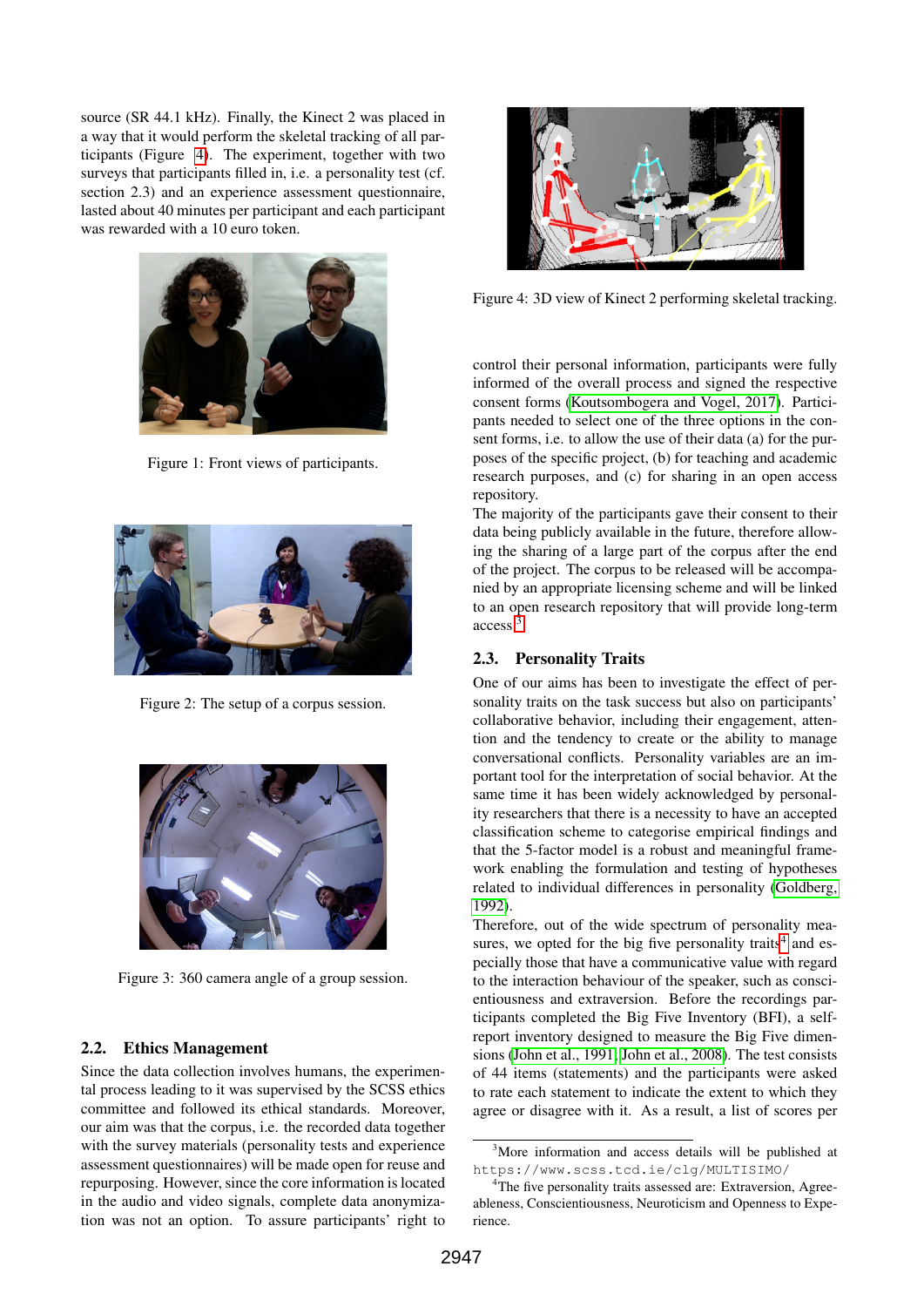source (SR 44.1 kHz). Finally, the Kinect 2 was placed in a way that it would perform the skeletal tracking of all participants (Figure 4). The experiment, together with two surveys that participants filled in, i.e. a personality test (cf. section 2.3) and an experience assessment questionnaire, lasted about 40 minutes per participant and each participant was rewarded with a 10 euro token.

Figure 1: Front views of participants.

Figure 2: The setup of a corpus session.

Figure 3: 360 camera angle of a group session.

### 2.2. Ethics Management

Since the data collection involves humans, the experimental process leading to it was supervised by the SCSS ethics committee and followed its ethical standards. Moreover, our aim was that the corpus, i.e. the recorded data together with the survey materials (personality tests and experience assessment questionnaires) will be made open for reuse and repurposing. However, since the core information is located in the audio and video signals, complete data anonymization was not an option. To assure participants' right to control their personal information, participants were fully informed of the overall process and signed the respective consent forms (Koutsombogera and Vogel, 2017). Participants needed to select one of the three options in the consent forms, i.e. to allow the use of their data (a) for the purposes of the specific project, (b) for teaching and academic research purposes, and (c) for sharing in an open access repository.

The majority of the participants gave their consent to their data being publicly available in the future, therefore allowing the sharing of a large part of the corpus after the end of the project. The corpus to be released will be accompanied by an appropriate licensing scheme and will be linked to an open research repository that will provide long-term access.[3]

Figure 4: 3D view of Kinect 2 performing skeletal tracking.

### 2.3. Personality Traits

One of our aims has been to investigate the effect of personality traits on the task success but also on participants' collaborative behavior, including their engagement, attention and the tendency to create or the ability to manage conversational conflicts. Personality variables are an important tool for the interpretation of social behavior. At the same time it has been widely acknowledged by personality researchers that there is a necessity to have an accepted classification scheme to categorise empirical findings and that the 5-factor model is a robust and meaningful framework enabling the formulation and testing of hypotheses related to individual differences in personality (Goldberg, 1992).

Therefore, out of the wide spectrum of personality measures, we opted for the big five personality traits[4] and especially those that have a communicative value with regard to the interaction behaviour of the speaker, such as conscientiousness and extraversion. Before the recordings participants completed the Big Five Inventory (BFI), a self-report inventory designed to measure the Big Five dimensions (John et al., 1991; John et al., 2008). The test consists of 44 items (statements) and the participants were asked to rate each statement to indicate the extent to which they agree or disagree with it. As a result, a list of scores per

[3] More information and access details will be published at https://www.scss.tcd.ie/clg/MULTISIMO/

[4] The five personality traits assessed are: Extraversion, Agreeableness, Conscientiousness, Neuroticism and Openness to Experience.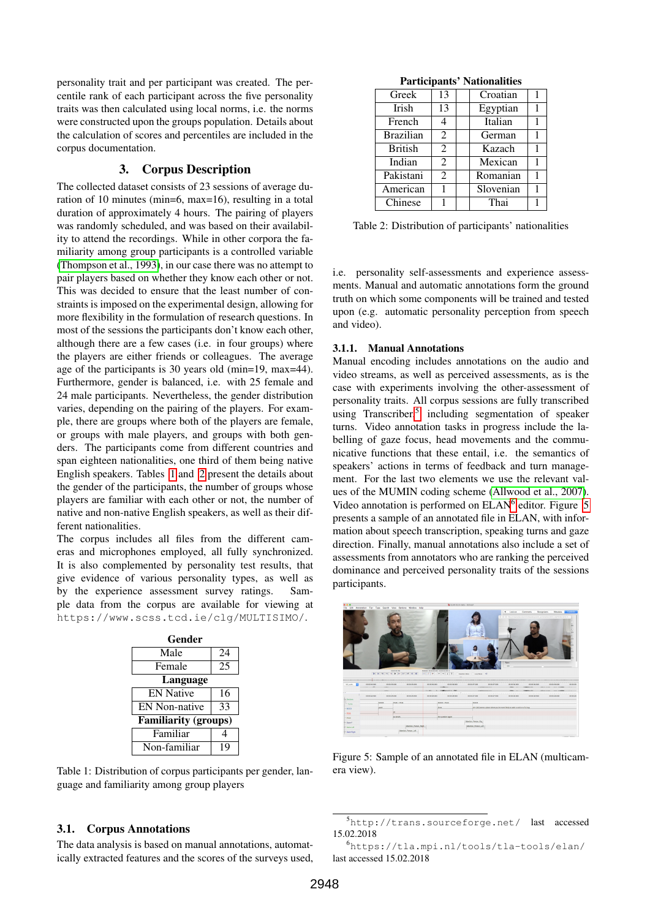personality trait and per participant was created. The percentile rank of each participant across the five personality traits was then calculated using local norms, i.e. the norms were constructed upon the groups population. Details about the calculation of scores and percentiles are included in the corpus documentation.

## 3. Corpus Description

The collected dataset consists of 23 sessions of average duration of 10 minutes (min=6, max=16), resulting in a total duration of approximately 4 hours. The pairing of players was randomly scheduled, and was based on their availability to attend the recordings. While in other corpora the familiarity among group participants is a controlled variable (Thompson et al., 1993), in our case there was no attempt to pair players based on whether they know each other or not. This was decided to ensure that the least number of constraints is imposed on the experimental design, allowing for more flexibility in the formulation of research questions. In most of the sessions the participants don't know each other, although there are a few cases (i.e. in four groups) where the players are either friends or colleagues. The average age of the participants is 30 years old (min=19, max=44). Furthermore, gender is balanced, i.e. with 25 female and 24 male participants. Nevertheless, the gender distribution varies, depending on the pairing of the players. For example, there are groups where both of the players are female, or groups with male players, and groups with both genders. The participants come from different countries and span eighteen nationalities, one third of them being native English speakers. Tables 1 and 2 present the details about the gender of the participants, the number of groups whose players are familiar with each other or not, the number of native and non-native English speakers, as well as their different nationalities.

The corpus includes all files from the different cameras and microphones employed, all fully synchronized. It is also complemented by personality test results, that give evidence of various personality types, as well as by the experience assessment survey ratings. Sample data from the corpus are available for viewing at `https://www.scss.tcd.ie/clg/MULTISIMO/`.

| **Gender** | |
|---|---|
| Male | 24 |
| Female | 25 |
| **Language** | |
| EN Native | 16 |
| EN Non-native | 33 |
| **Familiarity (groups)** | |
| Familiar | 4 |
| Non-familiar | 19 |

Table 1: Distribution of corpus participants per gender, language and familiarity among group players

### 3.1. Corpus Annotations

The data analysis is based on manual annotations, automatically extracted features and the scores of the surveys used, i.e. personality self-assessments and experience assessments. Manual and automatic annotations form the ground truth on which some components will be trained and tested upon (e.g. automatic personality perception from speech and video).

**Participants' Nationalities**

| | | | | |
|---|---|---|---|---|
| Greek | 13 | | Croatian | 1 |
| Irish | 13 | | Egyptian | 1 |
| French | 4 | | Italian | 1 |
| Brazilian | 2 | | German | 1 |
| British | 2 | | Kazach | 1 |
| Indian | 2 | | Mexican | 1 |
| Pakistani | 2 | | Romanian | 1 |
| American | 1 | | Slovenian | 1 |
| Chinese | 1 | | Thai | 1 |

Table 2: Distribution of participants' nationalities

#### 3.1.1. Manual Annotations

Manual encoding includes annotations on the audio and video streams, as well as perceived assessments, as is the case with experiments involving the other-assessment of personality traits. All corpus sessions are fully transcribed using Transcriber[5] including segmentation of speaker turns. Video annotation tasks in progress include the labelling of gaze focus, head movements and the communicative functions that these entail, i.e. the semantics of speakers' actions in terms of feedback and turn management. For the last two elements we use the relevant values of the MUMIN coding scheme (Allwood et al., 2007). Video annotation is performed on ELAN[6] editor. Figure 5 presents a sample of an annotated file in ELAN, with information about speech transcription, speaking turns and gaze direction. Finally, manual annotations also include a set of assessments from annotators who are ranking the perceived dominance and perceived personality traits of the sessions participants.

Figure 5: Sample of an annotated file in ELAN (multicamera view).

[5] `http://trans.sourceforge.net/` last accessed 15.02.2018

[6] `https://tla.mpi.nl/tools/tla-tools/elan/` last accessed 15.02.2018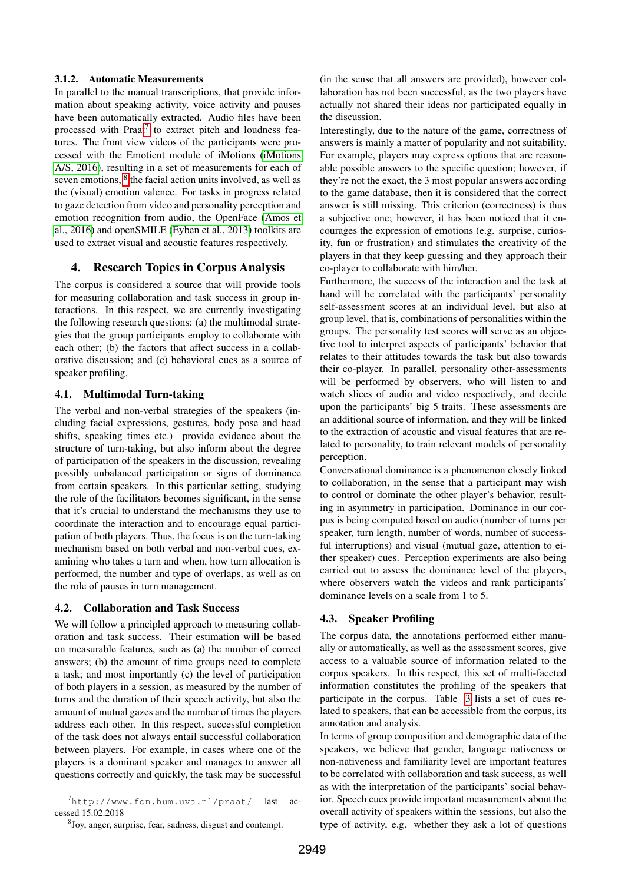### 3.1.2. Automatic Measurements

In parallel to the manual transcriptions, that provide information about speaking activity, voice activity and pauses have been automatically extracted. Audio files have been processed with Praat[7] to extract pitch and loudness features. The front view videos of the participants were processed with the Emotient module of iMotions (iMotions A/S, 2016), resulting in a set of measurements for each of seven emotions, [8] the facial action units involved, as well as the (visual) emotion valence. For tasks in progress related to gaze detection from video and personality perception and emotion recognition from audio, the OpenFace (Amos et al., 2016) and openSMILE (Eyben et al., 2013) toolkits are used to extract visual and acoustic features respectively.

## 4. Research Topics in Corpus Analysis

The corpus is considered a source that will provide tools for measuring collaboration and task success in group interactions. In this respect, we are currently investigating the following research questions: (a) the multimodal strategies that the group participants employ to collaborate with each other; (b) the factors that affect success in a collaborative discussion; and (c) behavioral cues as a source of speaker profiling.

### 4.1. Multimodal Turn-taking

The verbal and non-verbal strategies of the speakers (including facial expressions, gestures, body pose and head shifts, speaking times etc.) provide evidence about the structure of turn-taking, but also inform about the degree of participation of the speakers in the discussion, revealing possibly unbalanced participation or signs of dominance from certain speakers. In this particular setting, studying the role of the facilitators becomes significant, in the sense that it's crucial to understand the mechanisms they use to coordinate the interaction and to encourage equal participation of both players. Thus, the focus is on the turn-taking mechanism based on both verbal and non-verbal cues, examining who takes a turn and when, how turn allocation is performed, the number and type of overlaps, as well as on the role of pauses in turn management.

### 4.2. Collaboration and Task Success

We will follow a principled approach to measuring collaboration and task success. Their estimation will be based on measurable features, such as (a) the number of correct answers; (b) the amount of time groups need to complete a task; and most importantly (c) the level of participation of both players in a session, as measured by the number of turns and the duration of their speech activity, but also the amount of mutual gazes and the number of times the players address each other. In this respect, successful completion of the task does not always entail successful collaboration between players. For example, in cases where one of the players is a dominant speaker and manages to answer all questions correctly and quickly, the task may be successful (in the sense that all answers are provided), however collaboration has not been successful, as the two players have actually not shared their ideas nor participated equally in the discussion.

Interestingly, due to the nature of the game, correctness of answers is mainly a matter of popularity and not suitability. For example, players may express options that are reasonable possible answers to the specific question; however, if they're not the exact, the 3 most popular answers according to the game database, then it is considered that the correct answer is still missing. This criterion (correctness) is thus a subjective one; however, it has been noticed that it encourages the expression of emotions (e.g. surprise, curiosity, fun or frustration) and stimulates the creativity of the players in that they keep guessing and they approach their co-player to collaborate with him/her.

Furthermore, the success of the interaction and the task at hand will be correlated with the participants' personality self-assessment scores at an individual level, but also at group level, that is, combinations of personalities within the groups. The personality test scores will serve as an objective tool to interpret aspects of participants' behavior that relates to their attitudes towards the task but also towards their co-player. In parallel, personality other-assessments will be performed by observers, who will listen to and watch slices of audio and video respectively, and decide upon the participants' big 5 traits. These assessments are an additional source of information, and they will be linked to the extraction of acoustic and visual features that are related to personality, to train relevant models of personality perception.

Conversational dominance is a phenomenon closely linked to collaboration, in the sense that a participant may wish to control or dominate the other player's behavior, resulting in asymmetry in participation. Dominance in our corpus is being computed based on audio (number of turns per speaker, turn length, number of words, number of successful interruptions) and visual (mutual gaze, attention to either speaker) cues. Perception experiments are also being carried out to assess the dominance level of the players, where observers watch the videos and rank participants' dominance levels on a scale from 1 to 5.

### 4.3. Speaker Profiling

The corpus data, the annotations performed either manually or automatically, as well as the assessment scores, give access to a valuable source of information related to the corpus speakers. In this respect, this set of multi-faceted information constitutes the profiling of the speakers that participate in the corpus. Table 3 lists a set of cues related to speakers, that can be accessible from the corpus, its annotation and analysis.

In terms of group composition and demographic data of the speakers, we believe that gender, language nativeness or non-nativeness and familiarity level are important features to be correlated with collaboration and task success, as well as with the interpretation of the participants' social behavior. Speech cues provide important measurements about the overall activity of speakers within the sessions, but also the type of activity, e.g. whether they ask a lot of questions

[7] http://www.fon.hum.uva.nl/praat/ last accessed 15.02.2018

[8] Joy, anger, surprise, fear, sadness, disgust and contempt.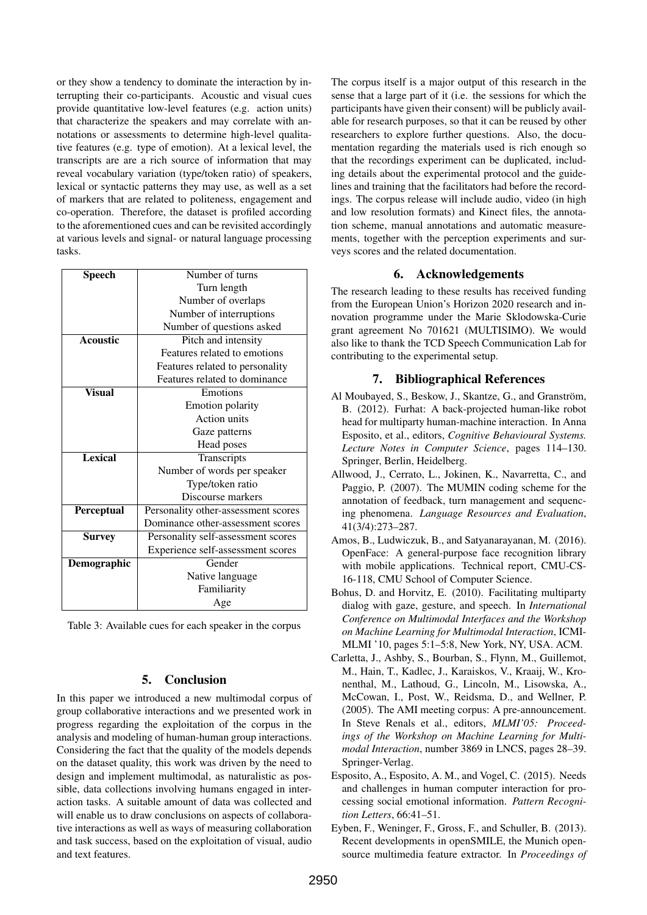or they show a tendency to dominate the interaction by interrupting their co-participants. Acoustic and visual cues provide quantitative low-level features (e.g. action units) that characterize the speakers and may correlate with annotations or assessments to determine high-level qualitative features (e.g. type of emotion). At a lexical level, the transcripts are are a rich source of information that may reveal vocabulary variation (type/token ratio) of speakers, lexical or syntactic patterns they may use, as well as a set of markers that are related to politeness, engagement and co-operation. Therefore, the dataset is profiled according to the aforementioned cues and can be revisited accordingly at various levels and signal- or natural language processing tasks.

| **Speech** | Number of turns |
|---|---|
| | Turn length |
| | Number of overlaps |
| | Number of interruptions |
| | Number of questions asked |
| **Acoustic** | Pitch and intensity |
| | Features related to emotions |
| | Features related to personality |
| | Features related to dominance |
| **Visual** | Emotions |
| | Emotion polarity |
| | Action units |
| | Gaze patterns |
| | Head poses |
| **Lexical** | Transcripts |
| | Number of words per speaker |
| | Type/token ratio |
| | Discourse markers |
| **Perceptual** | Personality other-assessment scores |
| | Dominance other-assessment scores |
| **Survey** | Personality self-assessment scores |
| | Experience self-assessment scores |
| **Demographic** | Gender |
| | Native language |
| | Familiarity |
| | Age |

Table 3: Available cues for each speaker in the corpus

## 5. Conclusion

In this paper we introduced a new multimodal corpus of group collaborative interactions and we presented work in progress regarding the exploitation of the corpus in the analysis and modeling of human-human group interactions. Considering the fact that the quality of the models depends on the dataset quality, this work was driven by the need to design and implement multimodal, as naturalistic as possible, data collections involving humans engaged in interaction tasks. A suitable amount of data was collected and will enable us to draw conclusions on aspects of collaborative interactions as well as ways of measuring collaboration and task success, based on the exploitation of visual, audio and text features.

The corpus itself is a major output of this research in the sense that a large part of it (i.e. the sessions for which the participants have given their consent) will be publicly available for research purposes, so that it can be reused by other researchers to explore further questions. Also, the documentation regarding the materials used is rich enough so that the recordings experiment can be duplicated, including details about the experimental protocol and the guidelines and training that the facilitators had before the recordings. The corpus release will include audio, video (in high and low resolution formats) and Kinect files, the annotation scheme, manual annotations and automatic measurements, together with the perception experiments and surveys scores and the related documentation.

## 6. Acknowledgements

The research leading to these results has received funding from the European Union's Horizon 2020 research and innovation programme under the Marie Sklodowska-Curie grant agreement No 701621 (MULTISIMO). We would also like to thank the TCD Speech Communication Lab for contributing to the experimental setup.

## 7. Bibliographical References

Al Moubayed, S., Beskow, J., Skantze, G., and Granström, B. (2012). Furhat: A back-projected human-like robot head for multiparty human-machine interaction. In Anna Esposito, et al., editors, *Cognitive Behavioural Systems. Lecture Notes in Computer Science*, pages 114–130. Springer, Berlin, Heidelberg.

Allwood, J., Cerrato, L., Jokinen, K., Navarretta, C., and Paggio, P. (2007). The MUMIN coding scheme for the annotation of feedback, turn management and sequencing phenomena. *Language Resources and Evaluation*, 41(3/4):273–287.

Amos, B., Ludwiczuk, B., and Satyanarayanan, M. (2016). OpenFace: A general-purpose face recognition library with mobile applications. Technical report, CMU-CS-16-118, CMU School of Computer Science.

Bohus, D. and Horvitz, E. (2010). Facilitating multiparty dialog with gaze, gesture, and speech. In *International Conference on Multimodal Interfaces and the Workshop on Machine Learning for Multimodal Interaction*, ICMI-MLMI '10, pages 5:1–5:8, New York, NY, USA. ACM.

Carletta, J., Ashby, S., Bourban, S., Flynn, M., Guillemot, M., Hain, T., Kadlec, J., Karaiskos, V., Kraaij, W., Kronenthal, M., Lathoud, G., Lincoln, M., Lisowska, A., McCowan, I., Post, W., Reidsma, D., and Wellner, P. (2005). The AMI meeting corpus: A pre-announcement. In Steve Renals et al., editors, *MLMI'05: Proceedings of the Workshop on Machine Learning for Multimodal Interaction*, number 3869 in LNCS, pages 28–39. Springer-Verlag.

Esposito, A., Esposito, A. M., and Vogel, C. (2015). Needs and challenges in human computer interaction for processing social emotional information. *Pattern Recognition Letters*, 66:41–51.

Eyben, F., Weninger, F., Gross, F., and Schuller, B. (2013). Recent developments in openSMILE, the Munich open-source multimedia feature extractor. In *Proceedings of*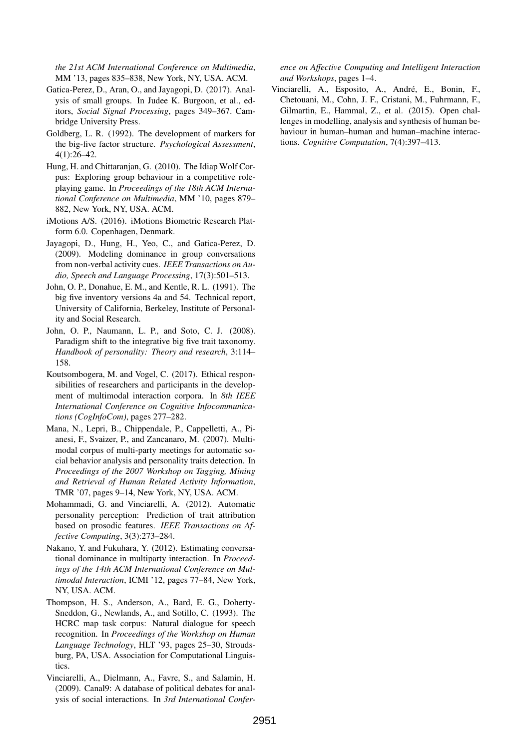*the 21st ACM International Conference on Multimedia*, MM '13, pages 835–838, New York, NY, USA. ACM.

Gatica-Perez, D., Aran, O., and Jayagopi, D. (2017). Analysis of small groups. In Judee K. Burgoon, et al., editors, *Social Signal Processing*, pages 349–367. Cambridge University Press.

Goldberg, L. R. (1992). The development of markers for the big-five factor structure. *Psychological Assessment*, 4(1):26–42.

Hung, H. and Chittaranjan, G. (2010). The Idiap Wolf Corpus: Exploring group behaviour in a competitive role-playing game. In *Proceedings of the 18th ACM International Conference on Multimedia*, MM '10, pages 879–882, New York, NY, USA. ACM.

iMotions A/S. (2016). iMotions Biometric Research Platform 6.0. Copenhagen, Denmark.

Jayagopi, D., Hung, H., Yeo, C., and Gatica-Perez, D. (2009). Modeling dominance in group conversations from non-verbal activity cues. *IEEE Transactions on Audio, Speech and Language Processing*, 17(3):501–513.

John, O. P., Donahue, E. M., and Kentle, R. L. (1991). The big five inventory versions 4a and 54. Technical report, University of California, Berkeley, Institute of Personality and Social Research.

John, O. P., Naumann, L. P., and Soto, C. J. (2008). Paradigm shift to the integrative big five trait taxonomy. *Handbook of personality: Theory and research*, 3:114–158.

Koutsombogera, M. and Vogel, C. (2017). Ethical responsibilities of researchers and participants in the development of multimodal interaction corpora. In *8th IEEE International Conference on Cognitive Infocommunications (CogInfoCom)*, pages 277–282.

Mana, N., Lepri, B., Chippendale, P., Cappelletti, A., Pianesi, F., Svaizer, P., and Zancanaro, M. (2007). Multimodal corpus of multi-party meetings for automatic social behavior analysis and personality traits detection. In *Proceedings of the 2007 Workshop on Tagging, Mining and Retrieval of Human Related Activity Information*, TMR '07, pages 9–14, New York, NY, USA. ACM.

Mohammadi, G. and Vinciarelli, A. (2012). Automatic personality perception: Prediction of trait attribution based on prosodic features. *IEEE Transactions on Affective Computing*, 3(3):273–284.

Nakano, Y. and Fukuhara, Y. (2012). Estimating conversational dominance in multiparty interaction. In *Proceedings of the 14th ACM International Conference on Multimodal Interaction*, ICMI '12, pages 77–84, New York, NY, USA. ACM.

Thompson, H. S., Anderson, A., Bard, E. G., Doherty-Sneddon, G., Newlands, A., and Sotillo, C. (1993). The HCRC map task corpus: Natural dialogue for speech recognition. In *Proceedings of the Workshop on Human Language Technology*, HLT '93, pages 25–30, Stroudsburg, PA, USA. Association for Computational Linguistics.

Vinciarelli, A., Dielmann, A., Favre, S., and Salamin, H. (2009). Canal9: A database of political debates for analysis of social interactions. In *3rd International Conference on Affective Computing and Intelligent Interaction and Workshops*, pages 1–4.

Vinciarelli, A., Esposito, A., André, E., Bonin, F., Chetouani, M., Cohn, J. F., Cristani, M., Fuhrmann, F., Gilmartin, E., Hammal, Z., et al. (2015). Open challenges in modelling, analysis and synthesis of human behaviour in human–human and human–machine interactions. *Cognitive Computation*, 7(4):397–413.